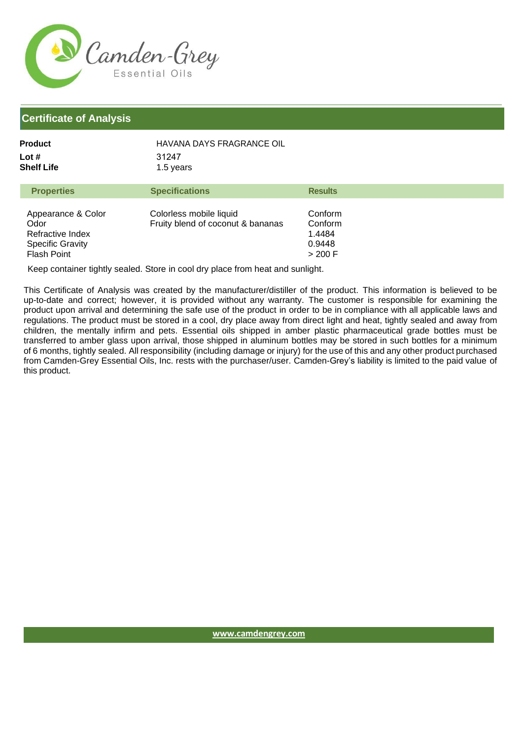Camden-Grey
Essential Oils

## Certificate of Analysis

**Product** HAVANA DAYS FRAGRANCE OIL
**Lot #** 31247
**Shelf Life** 1.5 years

| Properties | Specifications | Results |
|---|---|---|
| Appearance & Color | Colorless mobile liquid | Conform |
| Odor | Fruity blend of coconut & bananas | Conform |
| Refractive Index | | 1.4484 |
| Specific Gravity | | 0.9448 |
| Flash Point | | > 200 F |

Keep container tightly sealed. Store in cool dry place from heat and sunlight.

This Certificate of Analysis was created by the manufacturer/distiller of the product. This information is believed to be up-to-date and correct; however, it is provided without any warranty. The customer is responsible for examining the product upon arrival and determining the safe use of the product in order to be in compliance with all applicable laws and regulations. The product must be stored in a cool, dry place away from direct light and heat, tightly sealed and away from children, the mentally infirm and pets. Essential oils shipped in amber plastic pharmaceutical grade bottles must be transferred to amber glass upon arrival, those shipped in aluminum bottles may be stored in such bottles for a minimum of 6 months, tightly sealed. All responsibility (including damage or injury) for the use of this and any other product purchased from Camden-Grey Essential Oils, Inc. rests with the purchaser/user. Camden-Grey's liability is limited to the paid value of this product.

www.camdengrey.com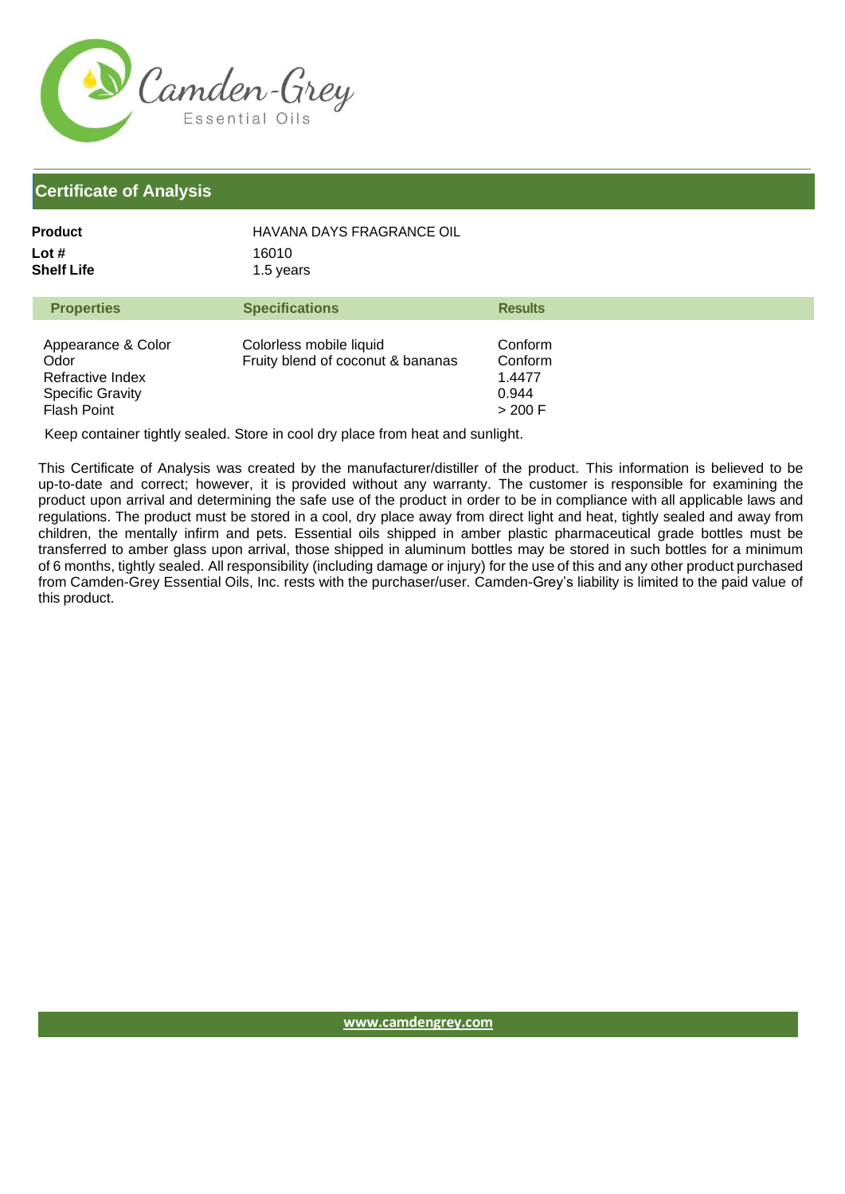Camden-Grey Essential Oils

## Certificate of Analysis

**Product** HAVANA DAYS FRAGRANCE OIL
**Lot #** 16010
**Shelf Life** 1.5 years

| Properties | Specifications | Results |
|---|---|---|
| Appearance & Color | Colorless mobile liquid | Conform |
| Odor | Fruity blend of coconut & bananas | Conform |
| Refractive Index | | 1.4477 |
| Specific Gravity | | 0.944 |
| Flash Point | | > 200 F |

Keep container tightly sealed. Store in cool dry place from heat and sunlight.

This Certificate of Analysis was created by the manufacturer/distiller of the product. This information is believed to be up-to-date and correct; however, it is provided without any warranty. The customer is responsible for examining the product upon arrival and determining the safe use of the product in order to be in compliance with all applicable laws and regulations. The product must be stored in a cool, dry place away from direct light and heat, tightly sealed and away from children, the mentally infirm and pets. Essential oils shipped in amber plastic pharmaceutical grade bottles must be transferred to amber glass upon arrival, those shipped in aluminum bottles may be stored in such bottles for a minimum of 6 months, tightly sealed. All responsibility (including damage or injury) for the use of this and any other product purchased from Camden-Grey Essential Oils, Inc. rests with the purchaser/user. Camden-Grey's liability is limited to the paid value of this product.

www.camdengrey.com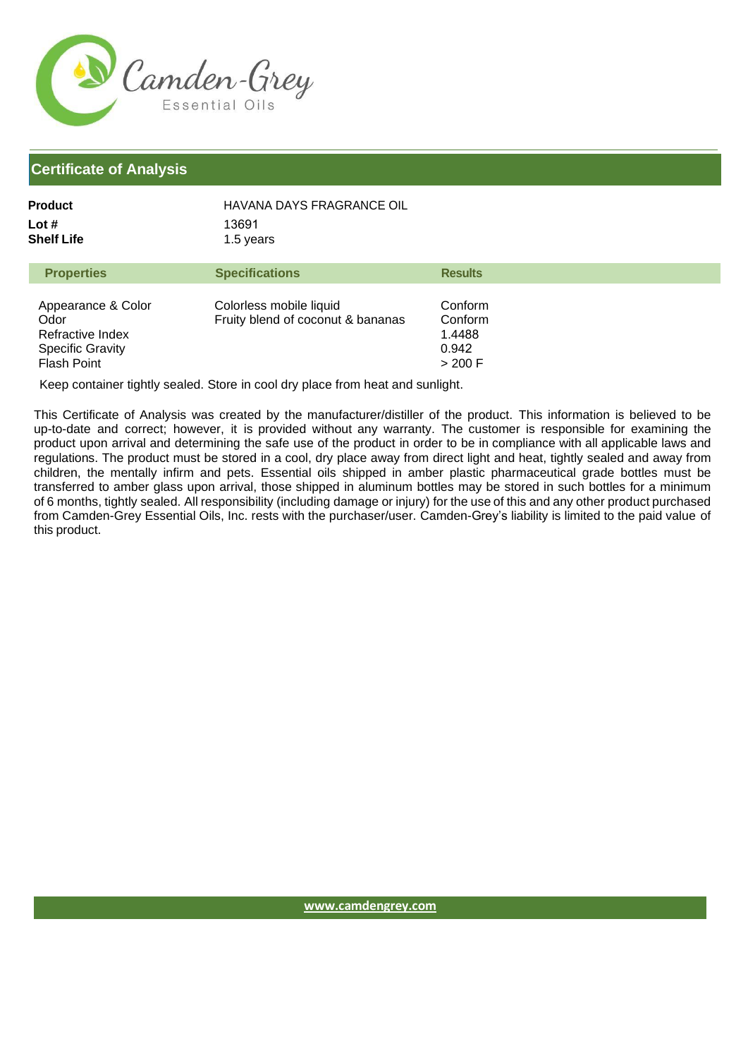Camden-Grey
Essential Oils

## Certificate of Analysis

| | |
|---|---|
| **Product** | HAVANA DAYS FRAGRANCE OIL |
| **Lot #** | 13691 |
| **Shelf Life** | 1.5 years |

| Properties | Specifications | Results |
|---|---|---|
| Appearance & Color | Colorless mobile liquid | Conform |
| Odor | Fruity blend of coconut & bananas | Conform |
| Refractive Index | | 1.4488 |
| Specific Gravity | | 0.942 |
| Flash Point | | > 200 F |

Keep container tightly sealed. Store in cool dry place from heat and sunlight.

This Certificate of Analysis was created by the manufacturer/distiller of the product. This information is believed to be up-to-date and correct; however, it is provided without any warranty. The customer is responsible for examining the product upon arrival and determining the safe use of the product in order to be in compliance with all applicable laws and regulations. The product must be stored in a cool, dry place away from direct light and heat, tightly sealed and away from children, the mentally infirm and pets. Essential oils shipped in amber plastic pharmaceutical grade bottles must be transferred to amber glass upon arrival, those shipped in aluminum bottles may be stored in such bottles for a minimum of 6 months, tightly sealed. All responsibility (including damage or injury) for the use of this and any other product purchased from Camden-Grey Essential Oils, Inc. rests with the purchaser/user. Camden-Grey's liability is limited to the paid value of this product.

www.camdengrey.com